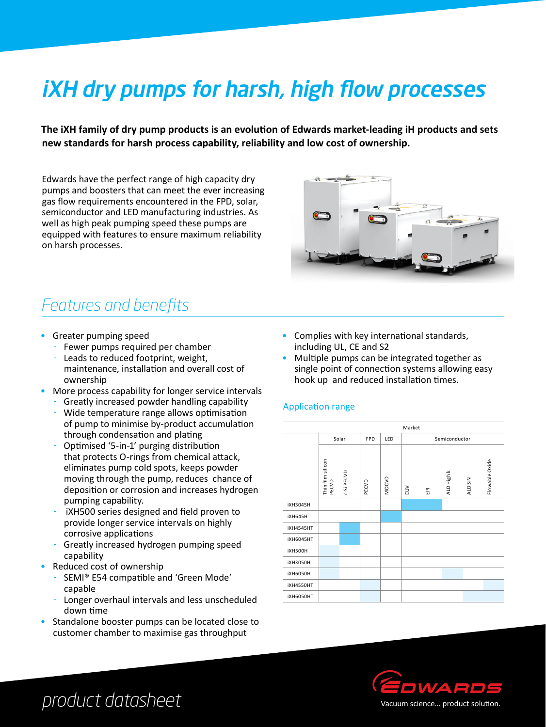# iXH dry pumps for harsh, high flow processes

**The iXH family of dry pump products is an evolution of Edwards market-leading iH products and sets new standards for harsh process capability, reliability and low cost of ownership.**

Edwards have the perfect range of high capacity dry pumps and boosters that can meet the ever increasing gas flow requirements encountered in the FPD, solar, semiconductor and LED manufacturing industries. As well as high peak pumping speed these pumps are equipped with features to ensure maximum reliability on harsh processes.

## *Features and benefits*

- Greater pumping speed
  - Fewer pumps required per chamber
  - Leads to reduced footprint, weight, maintenance, installation and overall cost of ownership
- More process capability for longer service intervals
  - Greatly increased powder handling capability
  - Wide temperature range allows optimisation of pump to minimise by-product accumulation through condensation and plating
  - Optimised '5-in-1' purging distribution that protects O-rings from chemical attack, eliminates pump cold spots, keeps powder moving through the pump, reduces chance of deposition or corrosion and increases hydrogen pumping capability.
  - iXH500 series designed and field proven to provide longer service intervals on highly corrosive applications
  - Greatly increased hydrogen pumping speed capability
- Reduced cost of ownership
  - SEMI® E54 compatible and 'Green Mode' capable
  - Longer overhaul intervals and less unscheduled down time
- Standalone booster pumps can be located close to customer chamber to maximise gas throughput
- Complies with key international standards, including UL, CE and S2
- Multiple pumps can be integrated together as single point of connection systems allowing easy hook up and reduced installation times.

### Application range

| | Market | | | | | | | | |
|---|---|---|---|---|---|---|---|---|---|
| | Solar | | FPD | LED | Semiconductor | | | | |
| | Thin film silicon PECVD | c-Si PECVD | PECVD | MOCVD | EUV | EPI | ALD High k | ALD SiN | Flowable Oxide |
| iXH3045H | | | | | ■ | ■ | | | |
| iXH645H | | | | ■ | | | | | |
| iXH4545HT | | ■ | | | | | | | |
| iXH6045HT | | ■ | | | | | | | |
| iXH500H | ■ | | | | | | | | |
| iXH3050H | ■ | | | | | | | | |
| iXH6050H | ■ | | | | | | ■ | | |
| iXH4550HT | | | ■ | | | | | | ■ |
| iXH6050HT | | | ■ | | | | | ■ | ■ |

*product datasheet*

EDWARDS
Vacuum science... product solution.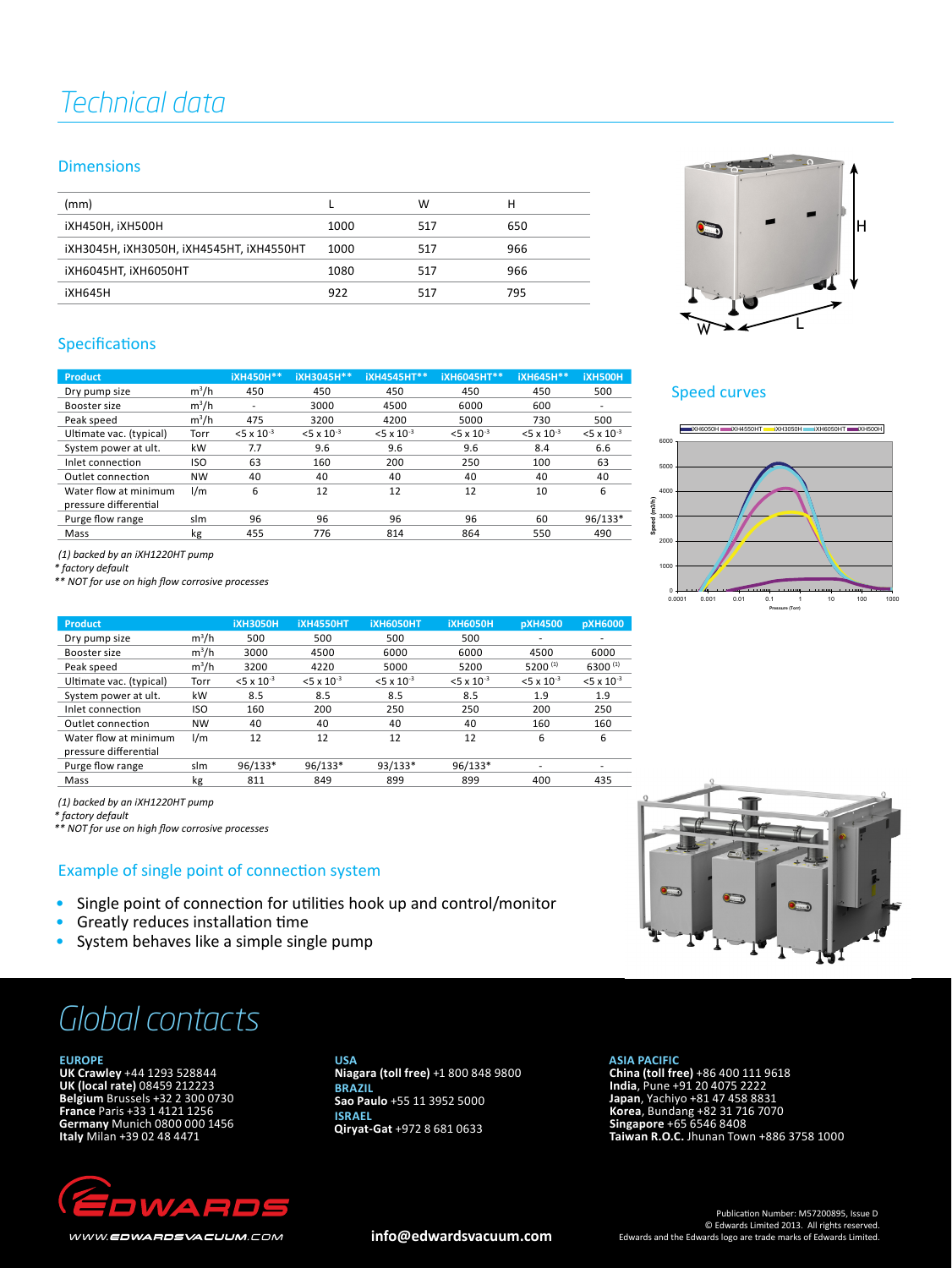# Technical data

## Dimensions

| (mm) | L | W | H |
|---|---|---|---|
| iXH450H, iXH500H | 1000 | 517 | 650 |
| iXH3045H, iXH3050H, iXH4545HT, iXH4550HT | 1000 | 517 | 966 |
| iXH6045HT, iXH6050HT | 1080 | 517 | 966 |
| iXH645H | 922 | 517 | 795 |

H

W

L

## Specifications

| Product | | iXH450H** | iXH3045H** | iXH4545HT** | iXH6045HT** | iXH645H** | iXH500H |
|---|---|---|---|---|---|---|---|
| Dry pump size | $m^3/h$ | 450 | 450 | 450 | 450 | 450 | 500 |
| Booster size | $m^3/h$ | - | 3000 | 4500 | 6000 | 600 | - |
| Peak speed | $m^3/h$ | 475 | 3200 | 4200 | 5000 | 730 | 500 |
| Ultimate vac. (typical) | Torr | $<5 \times 10^{-3}$ | $<5 \times 10^{-3}$ | $<5 \times 10^{-3}$ | $<5 \times 10^{-3}$ | $<5 \times 10^{-3}$ | $<5 \times 10^{-3}$ |
| System power at ult. | kW | 7.7 | 9.6 | 9.6 | 9.6 | 8.4 | 6.6 |
| Inlet connection | ISO | 63 | 160 | 200 | 250 | 100 | 63 |
| Outlet connection | NW | 40 | 40 | 40 | 40 | 40 | 40 |
| Water flow at minimum pressure differential | l/m | 6 | 12 | 12 | 12 | 10 | 6 |
| Purge flow range | slm | 96 | 96 | 96 | 96 | 60 | 96/133* |
| Mass | kg | 455 | 776 | 814 | 864 | 550 | 490 |

*(1) backed by an iXH1220HT pump*
*\* factory default*
*\*\* NOT for use on high flow corrosive processes*

| Product | | iXH3050H | iXH4550HT | iXH6050HT | iXH6050H | pXH4500 | pXH6000 |
|---|---|---|---|---|---|---|---|
| Dry pump size | $m^3/h$ | 500 | 500 | 500 | 500 | - | - |
| Booster size | $m^3/h$ | 3000 | 4500 | 6000 | 6000 | 4500 | 6000 |
| Peak speed | $m^3/h$ | 3200 | 4220 | 5000 | 5200 | 5200 (1) | 6300 (1) |
| Ultimate vac. (typical) | Torr | $<5 \times 10^{-3}$ | $<5 \times 10^{-3}$ | $<5 \times 10^{-3}$ | $<5 \times 10^{-3}$ | $<5 \times 10^{-3}$ | $<5 \times 10^{-3}$ |
| System power at ult. | kW | 8.5 | 8.5 | 8.5 | 8.5 | 1.9 | 1.9 |
| Inlet connection | ISO | 160 | 200 | 250 | 250 | 200 | 250 |
| Outlet connection | NW | 40 | 40 | 40 | 40 | 160 | 160 |
| Water flow at minimum pressure differential | l/m | 12 | 12 | 12 | 12 | 6 | 6 |
| Purge flow range | slm | 96/133* | 96/133* | 93/133* | 96/133* | - | - |
| Mass | kg | 811 | 849 | 899 | 899 | 400 | 435 |

*(1) backed by an iXH1220HT pump*
*\* factory default*
*\*\* NOT for use on high flow corrosive processes*

## Speed curves

iXH6050H iXH4550HT iXH3050H iXH6050HT iXH500H

Speed (m3/h)

6000
5000
4000
3000
2000
1000
0

0.0001 0.001 0.01 0.1 1 10 100 1000

Pressure (Torr)

## Example of single point of connection system

- Single point of connection for utilities hook up and control/monitor
- Greatly reduces installation time
- System behaves like a simple single pump

# Global contacts

**EUROPE**
**UK Crawley** +44 1293 528844
**UK (local rate)** 08459 212223
**Belgium** Brussels +32 2 300 0730
**France** Paris +33 1 4121 1256
**Germany** Munich 0800 000 1456
**Italy** Milan +39 02 48 4471

**USA**
**Niagara (toll free)** +1 800 848 9800
**BRAZIL**
**Sao Paulo** +55 11 3952 5000
**ISRAEL**
**Qiryat-Gat** +972 8 681 0633

**ASIA PACIFIC**
**China (toll free)** +86 400 111 9618
**India**, Pune +91 20 4075 2222
**Japan**, Yachiyo +81 47 458 8831
**Korea**, Bundang +82 31 716 7070
**Singapore** +65 6546 8408
**Taiwan R.O.C.** Jhunan Town +886 3758 1000

EDWARDS
WWW.EDWARDSVACUUM.COM

**info@edwardsvacuum.com**

Publication Number: M57200895, Issue D
© Edwards Limited 2013. All rights reserved.
Edwards and the Edwards logo are trade marks of Edwards Limited.